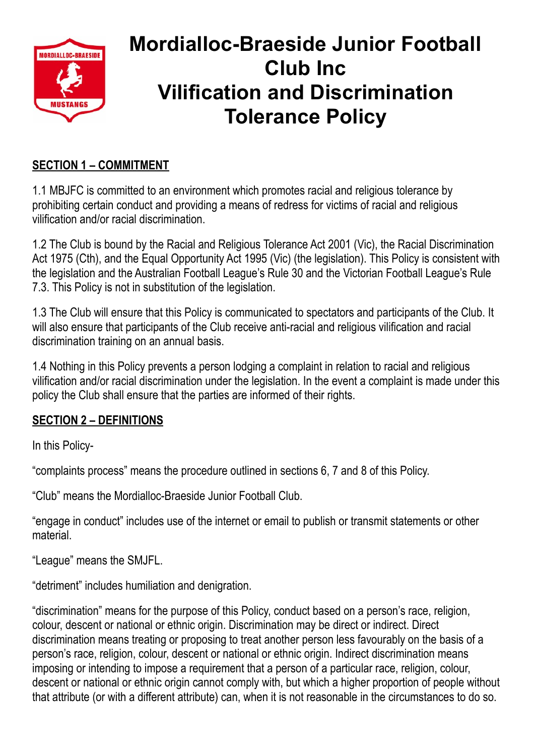# Mordialloc-Braeside Junior Football Club Inc Vilification and Discrimination Tolerance Policy

## SECTION 1 – COMMITMENT

1.1 MBJFC is committed to an environment which promotes racial and religious tolerance by prohibiting certain conduct and providing a means of redress for victims of racial and religious vilification and/or racial discrimination.

1.2 The Club is bound by the Racial and Religious Tolerance Act 2001 (Vic), the Racial Discrimination Act 1975 (Cth), and the Equal Opportunity Act 1995 (Vic) (the legislation). This Policy is consistent with the legislation and the Australian Football League's Rule 30 and the Victorian Football League's Rule 7.3. This Policy is not in substitution of the legislation.

1.3 The Club will ensure that this Policy is communicated to spectators and participants of the Club. It will also ensure that participants of the Club receive anti-racial and religious vilification and racial discrimination training on an annual basis.

1.4 Nothing in this Policy prevents a person lodging a complaint in relation to racial and religious vilification and/or racial discrimination under the legislation. In the event a complaint is made under this policy the Club shall ensure that the parties are informed of their rights.

## SECTION 2 – DEFINITIONS

In this Policy-

"complaints process" means the procedure outlined in sections 6, 7 and 8 of this Policy.

"Club" means the Mordialloc-Braeside Junior Football Club.

"engage in conduct" includes use of the internet or email to publish or transmit statements or other material.

"League" means the SMJFL.

"detriment" includes humiliation and denigration.

"discrimination" means for the purpose of this Policy, conduct based on a person's race, religion, colour, descent or national or ethnic origin. Discrimination may be direct or indirect. Direct discrimination means treating or proposing to treat another person less favourably on the basis of a person's race, religion, colour, descent or national or ethnic origin. Indirect discrimination means imposing or intending to impose a requirement that a person of a particular race, religion, colour, descent or national or ethnic origin cannot comply with, but which a higher proportion of people without that attribute (or with a different attribute) can, when it is not reasonable in the circumstances to do so.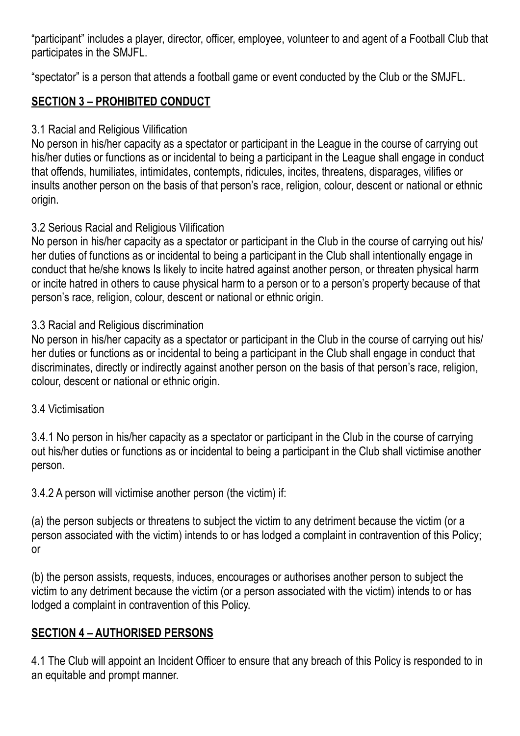"participant" includes a player, director, officer, employee, volunteer to and agent of a Football Club that participates in the SMJFL.

"spectator" is a person that attends a football game or event conducted by the Club or the SMJFL.

## SECTION 3 – PROHIBITED CONDUCT

3.1 Racial and Religious Vilification
No person in his/her capacity as a spectator or participant in the League in the course of carrying out his/her duties or functions as or incidental to being a participant in the League shall engage in conduct that offends, humiliates, intimidates, contempts, ridicules, incites, threatens, disparages, vilifies or insults another person on the basis of that person's race, religion, colour, descent or national or ethnic origin.

3.2 Serious Racial and Religious Vilification
No person in his/her capacity as a spectator or participant in the Club in the course of carrying out his/her duties of functions as or incidental to being a participant in the Club shall intentionally engage in conduct that he/she knows Is likely to incite hatred against another person, or threaten physical harm or incite hatred in others to cause physical harm to a person or to a person's property because of that person's race, religion, colour, descent or national or ethnic origin.

3.3 Racial and Religious discrimination
No person in his/her capacity as a spectator or participant in the Club in the course of carrying out his/her duties or functions as or incidental to being a participant in the Club shall engage in conduct that discriminates, directly or indirectly against another person on the basis of that person's race, religion, colour, descent or national or ethnic origin.

3.4 Victimisation

3.4.1 No person in his/her capacity as a spectator or participant in the Club in the course of carrying out his/her duties or functions as or incidental to being a participant in the Club shall victimise another person.

3.4.2 A person will victimise another person (the victim) if:

(a) the person subjects or threatens to subject the victim to any detriment because the victim (or a person associated with the victim) intends to or has lodged a complaint in contravention of this Policy; or

(b) the person assists, requests, induces, encourages or authorises another person to subject the victim to any detriment because the victim (or a person associated with the victim) intends to or has lodged a complaint in contravention of this Policy.

## SECTION 4 – AUTHORISED PERSONS

4.1 The Club will appoint an Incident Officer to ensure that any breach of this Policy is responded to in an equitable and prompt manner.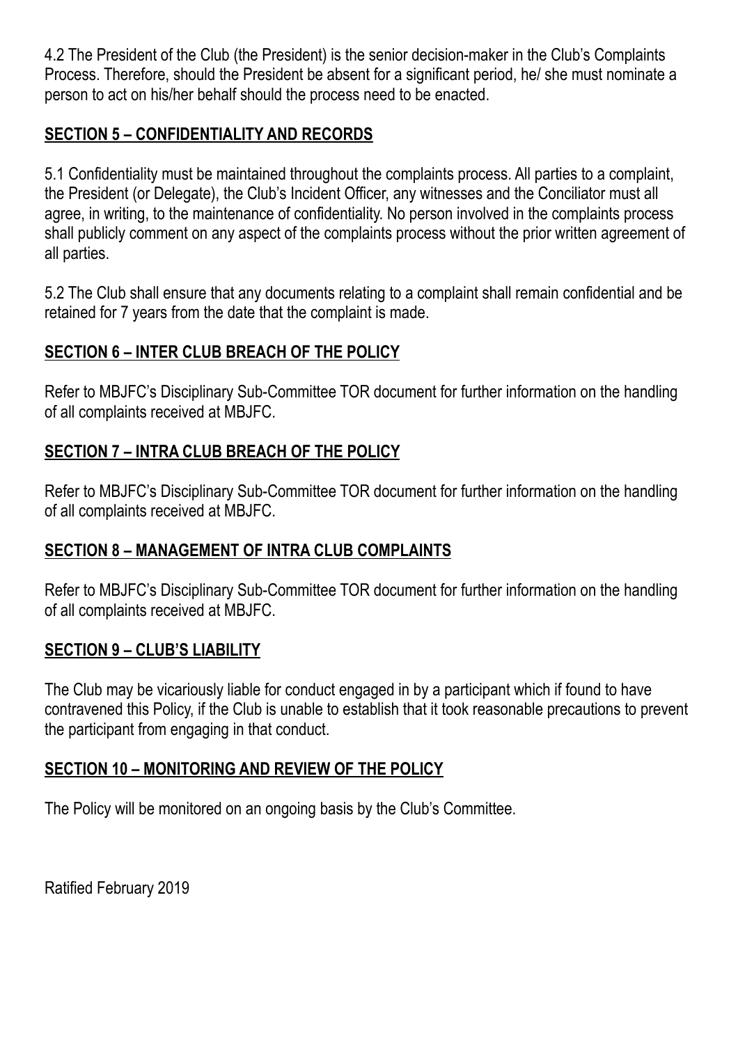4.2 The President of the Club (the President) is the senior decision-maker in the Club's Complaints Process. Therefore, should the President be absent for a significant period, he/ she must nominate a person to act on his/her behalf should the process need to be enacted.

## **SECTION 5 – CONFIDENTIALITY AND RECORDS**

5.1 Confidentiality must be maintained throughout the complaints process. All parties to a complaint, the President (or Delegate), the Club's Incident Officer, any witnesses and the Conciliator must all agree, in writing, to the maintenance of confidentiality. No person involved in the complaints process shall publicly comment on any aspect of the complaints process without the prior written agreement of all parties.

5.2 The Club shall ensure that any documents relating to a complaint shall remain confidential and be retained for 7 years from the date that the complaint is made.

## **SECTION 6 – INTER CLUB BREACH OF THE POLICY**

Refer to MBJFC's Disciplinary Sub-Committee TOR document for further information on the handling of all complaints received at MBJFC.

## **SECTION 7 – INTRA CLUB BREACH OF THE POLICY**

Refer to MBJFC's Disciplinary Sub-Committee TOR document for further information on the handling of all complaints received at MBJFC.

## **SECTION 8 – MANAGEMENT OF INTRA CLUB COMPLAINTS**

Refer to MBJFC's Disciplinary Sub-Committee TOR document for further information on the handling of all complaints received at MBJFC.

## **SECTION 9 – CLUB'S LIABILITY**

The Club may be vicariously liable for conduct engaged in by a participant which if found to have contravened this Policy, if the Club is unable to establish that it took reasonable precautions to prevent the participant from engaging in that conduct.

## **SECTION 10 – MONITORING AND REVIEW OF THE POLICY**

The Policy will be monitored on an ongoing basis by the Club's Committee.

Ratified February 2019